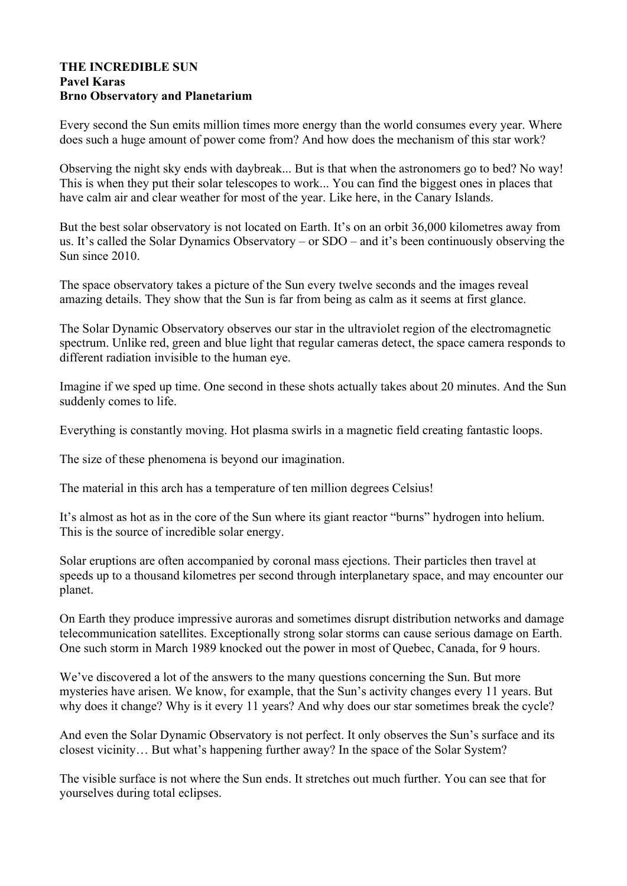**THE INCREDIBLE SUN**
**Pavel Karas**
**Brno Observatory and Planetarium**

Every second the Sun emits million times more energy than the world consumes every year. Where does such a huge amount of power come from? And how does the mechanism of this star work?

Observing the night sky ends with daybreak... But is that when the astronomers go to bed? No way! This is when they put their solar telescopes to work... You can find the biggest ones in places that have calm air and clear weather for most of the year. Like here, in the Canary Islands.

But the best solar observatory is not located on Earth. It's on an orbit 36,000 kilometres away from us. It's called the Solar Dynamics Observatory – or SDO – and it's been continuously observing the Sun since 2010.

The space observatory takes a picture of the Sun every twelve seconds and the images reveal amazing details. They show that the Sun is far from being as calm as it seems at first glance.

The Solar Dynamic Observatory observes our star in the ultraviolet region of the electromagnetic spectrum. Unlike red, green and blue light that regular cameras detect, the space camera responds to different radiation invisible to the human eye.

Imagine if we sped up time. One second in these shots actually takes about 20 minutes. And the Sun suddenly comes to life.

Everything is constantly moving. Hot plasma swirls in a magnetic field creating fantastic loops.

The size of these phenomena is beyond our imagination.

The material in this arch has a temperature of ten million degrees Celsius!

It's almost as hot as in the core of the Sun where its giant reactor "burns" hydrogen into helium. This is the source of incredible solar energy.

Solar eruptions are often accompanied by coronal mass ejections. Their particles then travel at speeds up to a thousand kilometres per second through interplanetary space, and may encounter our planet.

On Earth they produce impressive auroras and sometimes disrupt distribution networks and damage telecommunication satellites. Exceptionally strong solar storms can cause serious damage on Earth. One such storm in March 1989 knocked out the power in most of Quebec, Canada, for 9 hours.

We've discovered a lot of the answers to the many questions concerning the Sun. But more mysteries have arisen. We know, for example, that the Sun's activity changes every 11 years. But why does it change? Why is it every 11 years? And why does our star sometimes break the cycle?

And even the Solar Dynamic Observatory is not perfect. It only observes the Sun's surface and its closest vicinity… But what's happening further away? In the space of the Solar System?

The visible surface is not where the Sun ends. It stretches out much further. You can see that for yourselves during total eclipses.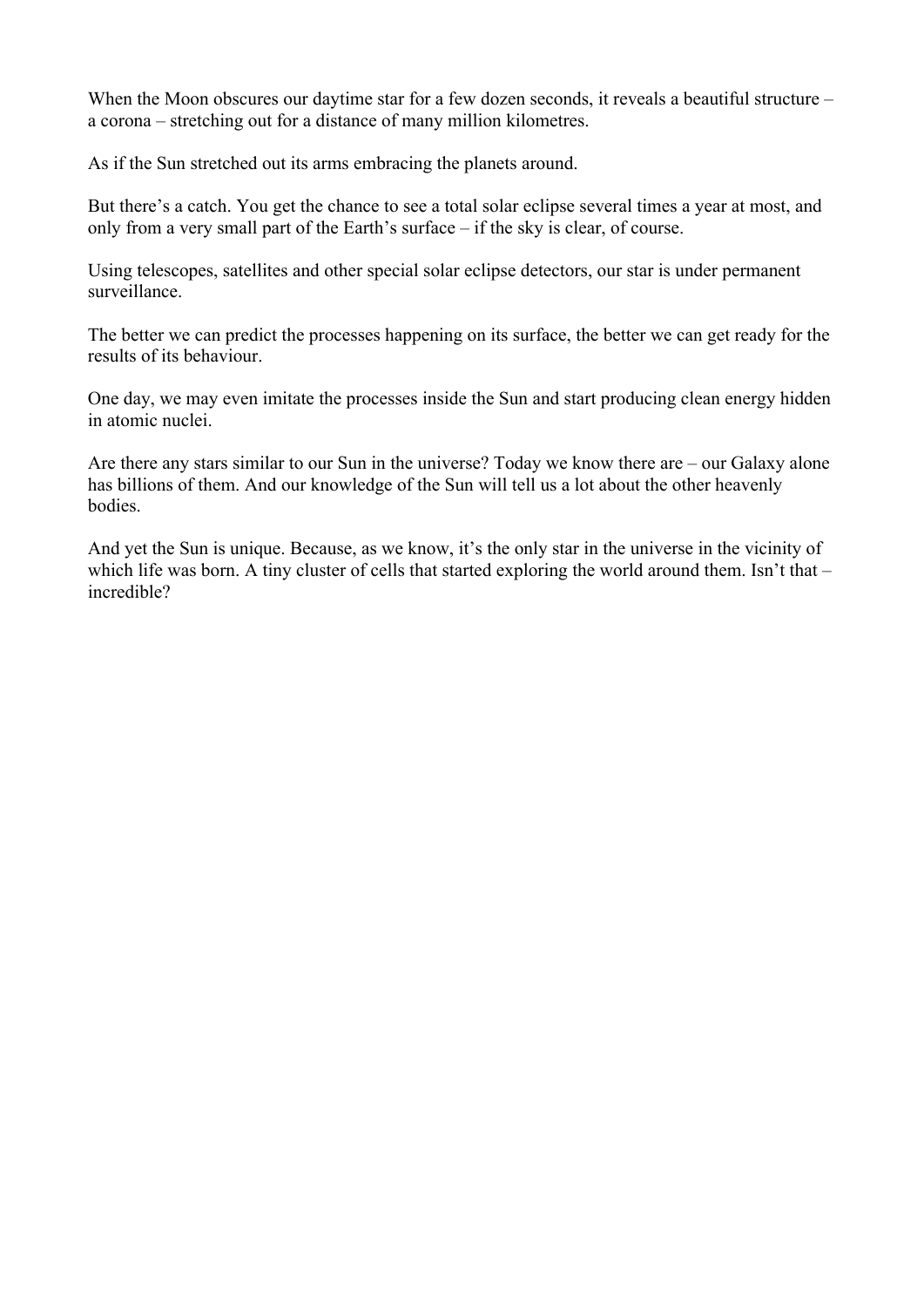When the Moon obscures our daytime star for a few dozen seconds, it reveals a beautiful structure – a corona – stretching out for a distance of many million kilometres.

As if the Sun stretched out its arms embracing the planets around.

But there's a catch. You get the chance to see a total solar eclipse several times a year at most, and only from a very small part of the Earth's surface – if the sky is clear, of course.

Using telescopes, satellites and other special solar eclipse detectors, our star is under permanent surveillance.

The better we can predict the processes happening on its surface, the better we can get ready for the results of its behaviour.

One day, we may even imitate the processes inside the Sun and start producing clean energy hidden in atomic nuclei.

Are there any stars similar to our Sun in the universe? Today we know there are – our Galaxy alone has billions of them. And our knowledge of the Sun will tell us a lot about the other heavenly bodies.

And yet the Sun is unique. Because, as we know, it's the only star in the universe in the vicinity of which life was born. A tiny cluster of cells that started exploring the world around them. Isn't that – incredible?